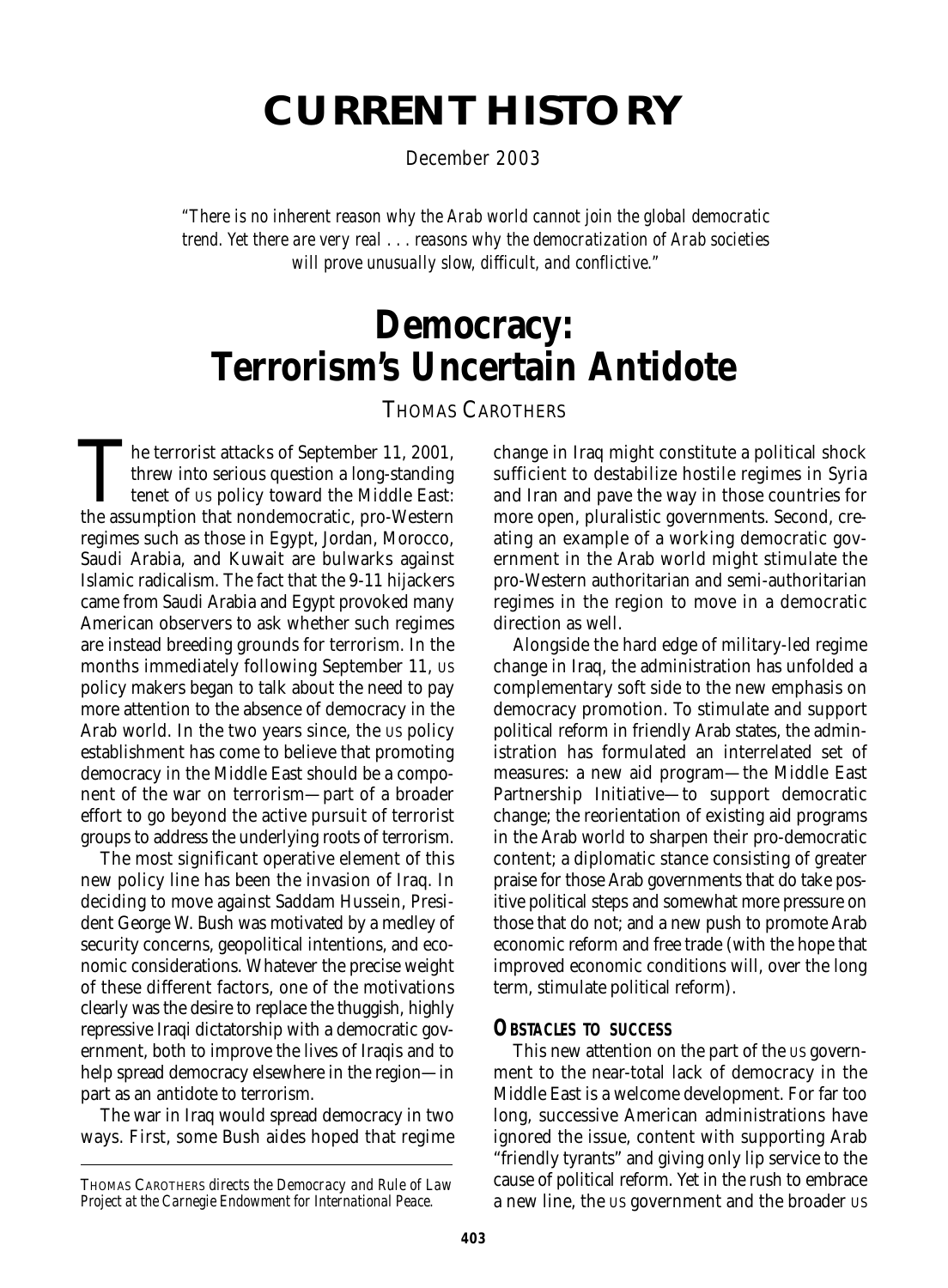# CURRENT HISTORY

December 2003

*"There is no inherent reason why the Arab world cannot join the global democratic trend. Yet there are very real . . . reasons why the democratization of Arab societies will prove unusually slow, difficult, and conflictive."*

# Democracy: Terrorism's Uncertain Antidote

THOMAS CAROTHERS

The terrorist attacks of September 11, 2001, threw into serious question a long-standing tenet of US policy toward the Middle East: the assumption that nondemocratic, pro-Western regimes such as those in Egypt, Jordan, Morocco, Saudi Arabia, and Kuwait are bulwarks against Islamic radicalism. The fact that the 9-11 hijackers came from Saudi Arabia and Egypt provoked many American observers to ask whether such regimes are instead breeding grounds for terrorism. In the months immediately following September 11, US policy makers began to talk about the need to pay more attention to the absence of democracy in the Arab world. In the two years since, the US policy establishment has come to believe that promoting democracy in the Middle East should be a component of the war on terrorism—part of a broader effort to go beyond the active pursuit of terrorist groups to address the underlying roots of terrorism.

The most significant operative element of this new policy line has been the invasion of Iraq. In deciding to move against Saddam Hussein, President George W. Bush was motivated by a medley of security concerns, geopolitical intentions, and economic considerations. Whatever the precise weight of these different factors, one of the motivations clearly was the desire to replace the thuggish, highly repressive Iraqi dictatorship with a democratic government, both to improve the lives of Iraqis and to help spread democracy elsewhere in the region—in part as an antidote to terrorism.

The war in Iraq would spread democracy in two ways. First, some Bush aides hoped that regime change in Iraq might constitute a political shock sufficient to destabilize hostile regimes in Syria and Iran and pave the way in those countries for more open, pluralistic governments. Second, creating an example of a working democratic government in the Arab world might stimulate the pro-Western authoritarian and semi-authoritarian regimes in the region to move in a democratic direction as well.

Alongside the hard edge of military-led regime change in Iraq, the administration has unfolded a complementary soft side to the new emphasis on democracy promotion. To stimulate and support political reform in friendly Arab states, the administration has formulated an interrelated set of measures: a new aid program—the Middle East Partnership Initiative—to support democratic change; the reorientation of existing aid programs in the Arab world to sharpen their pro-democratic content; a diplomatic stance consisting of greater praise for those Arab governments that do take positive political steps and somewhat more pressure on those that do not; and a new push to promote Arab economic reform and free trade (with the hope that improved economic conditions will, over the long term, stimulate political reform).

## OBSTACLES TO SUCCESS

This new attention on the part of the US government to the near-total lack of democracy in the Middle East is a welcome development. For far too long, successive American administrations have ignored the issue, content with supporting Arab "friendly tyrants" and giving only lip service to the cause of political reform. Yet in the rush to embrace a new line, the US government and the broader US

---

THOMAS CAROTHERS *directs the Democracy and Rule of Law Project at the Carnegie Endowment for International Peace.*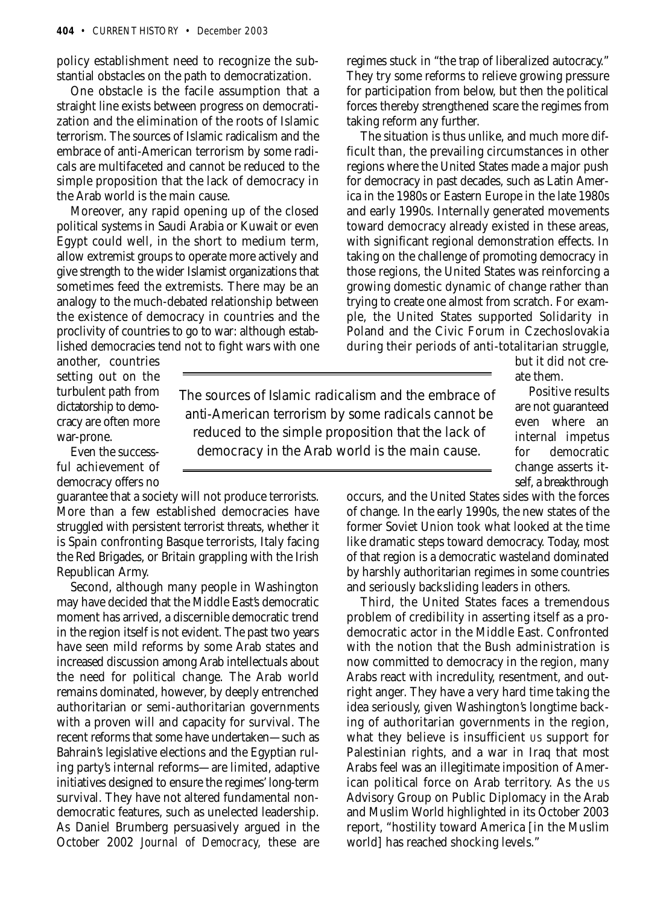policy establishment need to recognize the substantial obstacles on the path to democratization.

One obstacle is the facile assumption that a straight line exists between progress on democratization and the elimination of the roots of Islamic terrorism. The sources of Islamic radicalism and the embrace of anti-American terrorism by some radicals are multifaceted and cannot be reduced to the simple proposition that the lack of democracy in the Arab world is the main cause.

Moreover, any rapid opening up of the closed political systems in Saudi Arabia or Kuwait or even Egypt could well, in the short to medium term, allow extremist groups to operate more actively and give strength to the wider Islamist organizations that sometimes feed the extremists. There may be an analogy to the much-debated relationship between the existence of democracy in countries and the proclivity of countries to go to war: although established democracies tend not to fight wars with one another, countries setting out on the turbulent path from dictatorship to democracy are often more war-prone.

Even the successful achievement of democracy offers no guarantee that a society will not produce terrorists. More than a few established democracies have struggled with persistent terrorist threats, whether it is Spain confronting Basque terrorists, Italy facing the Red Brigades, or Britain grappling with the Irish Republican Army.

Second, although many people in Washington may have decided that the Middle East's democratic moment has arrived, a discernible democratic trend in the region itself is not evident. The past two years have seen mild reforms by some Arab states and increased discussion among Arab intellectuals about the need for political change. The Arab world remains dominated, however, by deeply entrenched authoritarian or semi-authoritarian governments with a proven will and capacity for survival. The recent reforms that some have undertaken—such as Bahrain's legislative elections and the Egyptian ruling party's internal reforms—are limited, adaptive initiatives designed to ensure the regimes' long-term survival. They have not altered fundamental nondemocratic features, such as unelected leadership. As Daniel Brumberg persuasively argued in the October 2002 *Journal of Democracy*, these are regimes stuck in "the trap of liberalized autocracy." They try some reforms to relieve growing pressure for participation from below, but then the political forces thereby strengthened scare the regimes from taking reform any further.

The situation is thus unlike, and much more difficult than, the prevailing circumstances in other regions where the United States made a major push for democracy in past decades, such as Latin America in the 1980s or Eastern Europe in the late 1980s and early 1990s. Internally generated movements toward democracy already existed in these areas, with significant regional demonstration effects. In taking on the challenge of promoting democracy in those regions, the United States was reinforcing a growing domestic dynamic of change rather than trying to create one almost from scratch. For example, the United States supported Solidarity in Poland and the Civic Forum in Czechoslovakia during their periods of anti-totalitarian struggle, but it did not create them.

> The sources of Islamic radicalism and the embrace of anti-American terrorism by some radicals cannot be reduced to the simple proposition that the lack of democracy in the Arab world is the main cause.

Positive results are not guaranteed even where an internal impetus for democratic change asserts itself, a breakthrough occurs, and the United States sides with the forces of change. In the early 1990s, the new states of the former Soviet Union took what looked at the time like dramatic steps toward democracy. Today, most of that region is a democratic wasteland dominated by harshly authoritarian regimes in some countries and seriously backsliding leaders in others.

Third, the United States faces a tremendous problem of credibility in asserting itself as a prodemocratic actor in the Middle East. Confronted with the notion that the Bush administration is now committed to democracy in the region, many Arabs react with incredulity, resentment, and outright anger. They have a very hard time taking the idea seriously, given Washington's longtime backing of authoritarian governments in the region, what they believe is insufficient US support for Palestinian rights, and a war in Iraq that most Arabs feel was an illegitimate imposition of American political force on Arab territory. As the US Advisory Group on Public Diplomacy in the Arab and Muslim World highlighted in its October 2003 report, "hostility toward America [in the Muslim world] has reached shocking levels."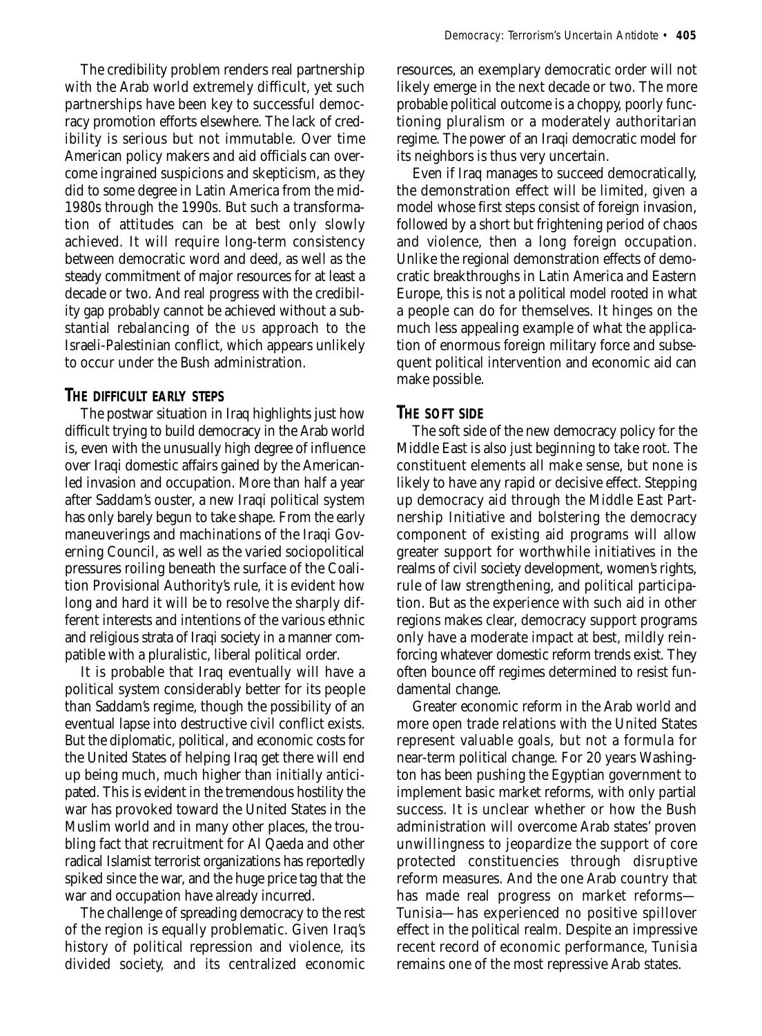The credibility problem renders real partnership with the Arab world extremely difficult, yet such partnerships have been key to successful democracy promotion efforts elsewhere. The lack of credibility is serious but not immutable. Over time American policy makers and aid officials can overcome ingrained suspicions and skepticism, as they did to some degree in Latin America from the mid-1980s through the 1990s. But such a transformation of attitudes can be at best only slowly achieved. It will require long-term consistency between democratic word and deed, as well as the steady commitment of major resources for at least a decade or two. And real progress with the credibility gap probably cannot be achieved without a substantial rebalancing of the US approach to the Israeli-Palestinian conflict, which appears unlikely to occur under the Bush administration.

## THE DIFFICULT EARLY STEPS

The postwar situation in Iraq highlights just how difficult trying to build democracy in the Arab world is, even with the unusually high degree of influence over Iraqi domestic affairs gained by the American-led invasion and occupation. More than half a year after Saddam's ouster, a new Iraqi political system has only barely begun to take shape. From the early maneuverings and machinations of the Iraqi Governing Council, as well as the varied sociopolitical pressures roiling beneath the surface of the Coalition Provisional Authority's rule, it is evident how long and hard it will be to resolve the sharply different interests and intentions of the various ethnic and religious strata of Iraqi society in a manner compatible with a pluralistic, liberal political order.

It is probable that Iraq eventually will have a political system considerably better for its people than Saddam's regime, though the possibility of an eventual lapse into destructive civil conflict exists. But the diplomatic, political, and economic costs for the United States of helping Iraq get there will end up being much, much higher than initially anticipated. This is evident in the tremendous hostility the war has provoked toward the United States in the Muslim world and in many other places, the troubling fact that recruitment for Al Qaeda and other radical Islamist terrorist organizations has reportedly spiked since the war, and the huge price tag that the war and occupation have already incurred.

The challenge of spreading democracy to the rest of the region is equally problematic. Given Iraq's history of political repression and violence, its divided society, and its centralized economic resources, an exemplary democratic order will not likely emerge in the next decade or two. The more probable political outcome is a choppy, poorly functioning pluralism or a moderately authoritarian regime. The power of an Iraqi democratic model for its neighbors is thus very uncertain.

Even if Iraq manages to succeed democratically, the demonstration effect will be limited, given a model whose first steps consist of foreign invasion, followed by a short but frightening period of chaos and violence, then a long foreign occupation. Unlike the regional demonstration effects of democratic breakthroughs in Latin America and Eastern Europe, this is not a political model rooted in what a people can do for themselves. It hinges on the much less appealing example of what the application of enormous foreign military force and subsequent political intervention and economic aid can make possible.

## THE SOFT SIDE

The soft side of the new democracy policy for the Middle East is also just beginning to take root. The constituent elements all make sense, but none is likely to have any rapid or decisive effect. Stepping up democracy aid through the Middle East Partnership Initiative and bolstering the democracy component of existing aid programs will allow greater support for worthwhile initiatives in the realms of civil society development, women's rights, rule of law strengthening, and political participation. But as the experience with such aid in other regions makes clear, democracy support programs only have a moderate impact at best, mildly reinforcing whatever domestic reform trends exist. They often bounce off regimes determined to resist fundamental change.

Greater economic reform in the Arab world and more open trade relations with the United States represent valuable goals, but not a formula for near-term political change. For 20 years Washington has been pushing the Egyptian government to implement basic market reforms, with only partial success. It is unclear whether or how the Bush administration will overcome Arab states' proven unwillingness to jeopardize the support of core protected constituencies through disruptive reform measures. And the one Arab country that has made real progress on market reforms—Tunisia—has experienced no positive spillover effect in the political realm. Despite an impressive recent record of economic performance, Tunisia remains one of the most repressive Arab states.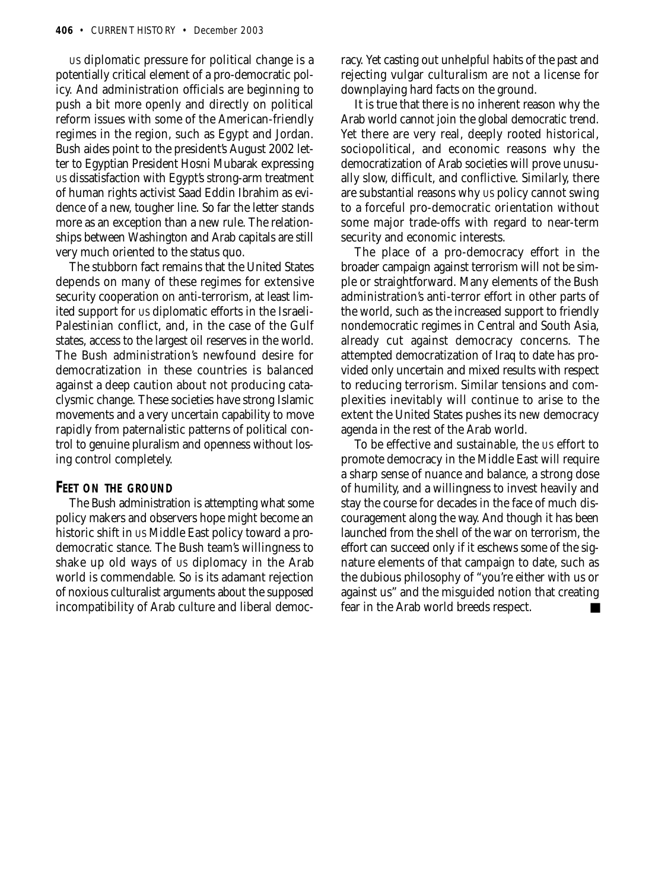US diplomatic pressure for political change is a potentially critical element of a pro-democratic policy. And administration officials are beginning to push a bit more openly and directly on political reform issues with some of the American-friendly regimes in the region, such as Egypt and Jordan. Bush aides point to the president's August 2002 letter to Egyptian President Hosni Mubarak expressing US dissatisfaction with Egypt's strong-arm treatment of human rights activist Saad Eddin Ibrahim as evidence of a new, tougher line. So far the letter stands more as an exception than a new rule. The relationships between Washington and Arab capitals are still very much oriented to the status quo.

The stubborn fact remains that the United States depends on many of these regimes for extensive security cooperation on anti-terrorism, at least limited support for US diplomatic efforts in the Israeli-Palestinian conflict, and, in the case of the Gulf states, access to the largest oil reserves in the world. The Bush administration's newfound desire for democratization in these countries is balanced against a deep caution about not producing cataclysmic change. These societies have strong Islamic movements and a very uncertain capability to move rapidly from paternalistic patterns of political control to genuine pluralism and openness without losing control completely.

## FEET ON THE GROUND

The Bush administration is attempting what some policy makers and observers hope might become an historic shift in US Middle East policy toward a prodemocratic stance. The Bush team's willingness to shake up old ways of US diplomacy in the Arab world is commendable. So is its adamant rejection of noxious culturalist arguments about the supposed incompatibility of Arab culture and liberal democracy. Yet casting out unhelpful habits of the past and rejecting vulgar culturalism are not a license for downplaying hard facts on the ground.

It is true that there is no inherent reason why the Arab world cannot join the global democratic trend. Yet there are very real, deeply rooted historical, sociopolitical, and economic reasons why the democratization of Arab societies will prove unusually slow, difficult, and conflictive. Similarly, there are substantial reasons why US policy cannot swing to a forceful pro-democratic orientation without some major trade-offs with regard to near-term security and economic interests.

The place of a pro-democracy effort in the broader campaign against terrorism will not be simple or straightforward. Many elements of the Bush administration's anti-terror effort in other parts of the world, such as the increased support to friendly nondemocratic regimes in Central and South Asia, already cut against democracy concerns. The attempted democratization of Iraq to date has provided only uncertain and mixed results with respect to reducing terrorism. Similar tensions and complexities inevitably will continue to arise to the extent the United States pushes its new democracy agenda in the rest of the Arab world.

To be effective and sustainable, the US effort to promote democracy in the Middle East will require a sharp sense of nuance and balance, a strong dose of humility, and a willingness to invest heavily and stay the course for decades in the face of much discouragement along the way. And though it has been launched from the shell of the war on terrorism, the effort can succeed only if it eschews some of the signature elements of that campaign to date, such as the dubious philosophy of "you're either with us or against us" and the misguided notion that creating fear in the Arab world breeds respect. ■